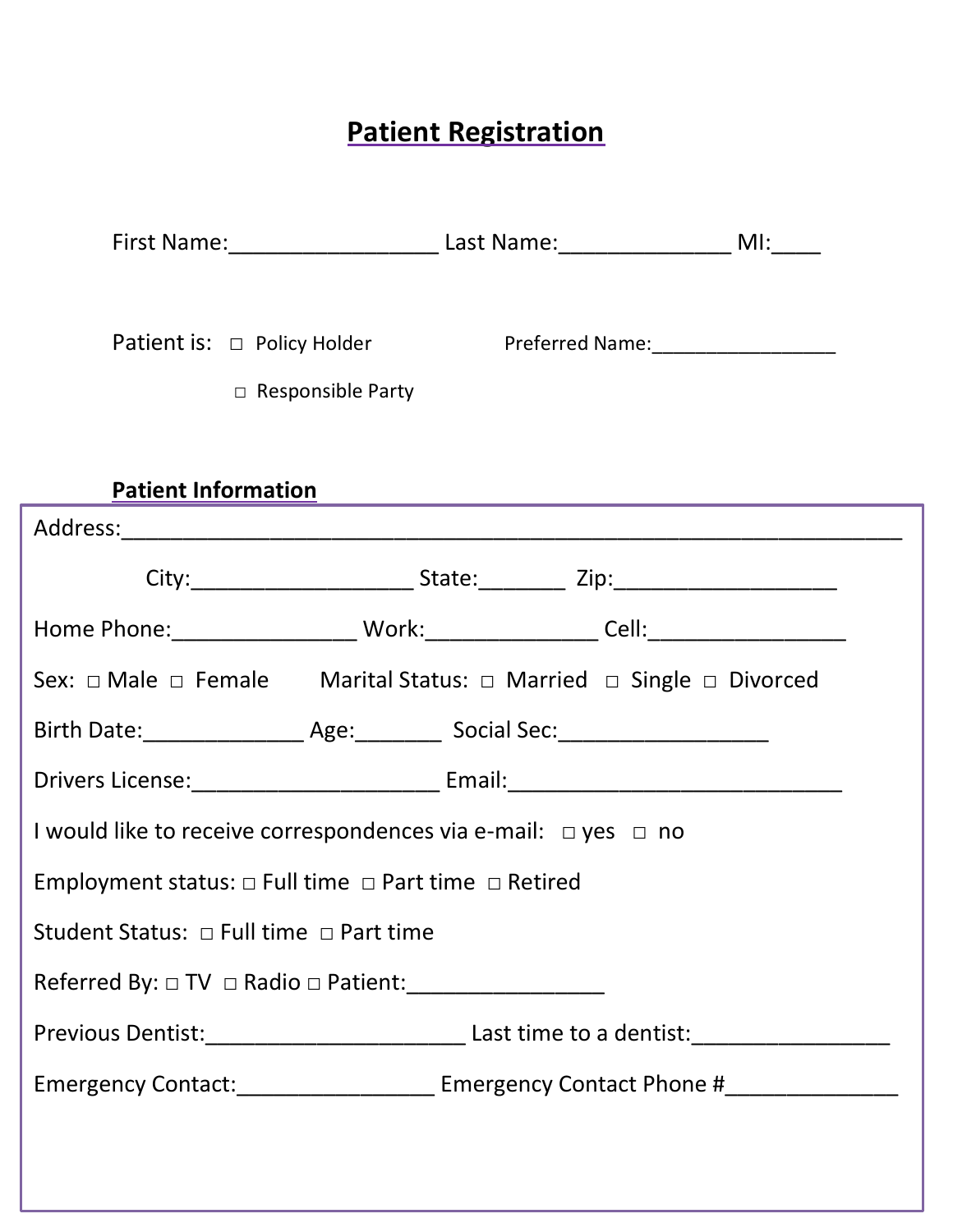# Patient Registration

First Name:_________________ Last Name:______________ MI:____

Patient is: □ Policy Holder          Preferred Name:_________________

□ Responsible Party

**Patient Information**

Address:_______________________________________________________________

City:__________________ State:_______ Zip:__________________

Home Phone:_______________ Work:______________ Cell:________________

Sex: □ Male □ Female     Marital Status: □ Married □ Single □ Divorced

Birth Date:_____________ Age:_______ Social Sec:_________________

Drivers License:____________________ Email:____________________________

I would like to receive correspondences via e-mail: □ yes □ no

Employment status: □ Full time □ Part time □ Retired

Student Status: □ Full time □ Part time

Referred By: □ TV □ Radio □ Patient:________________

Previous Dentist:_____________________ Last time to a dentist:________________

Emergency Contact:________________ Emergency Contact Phone #______________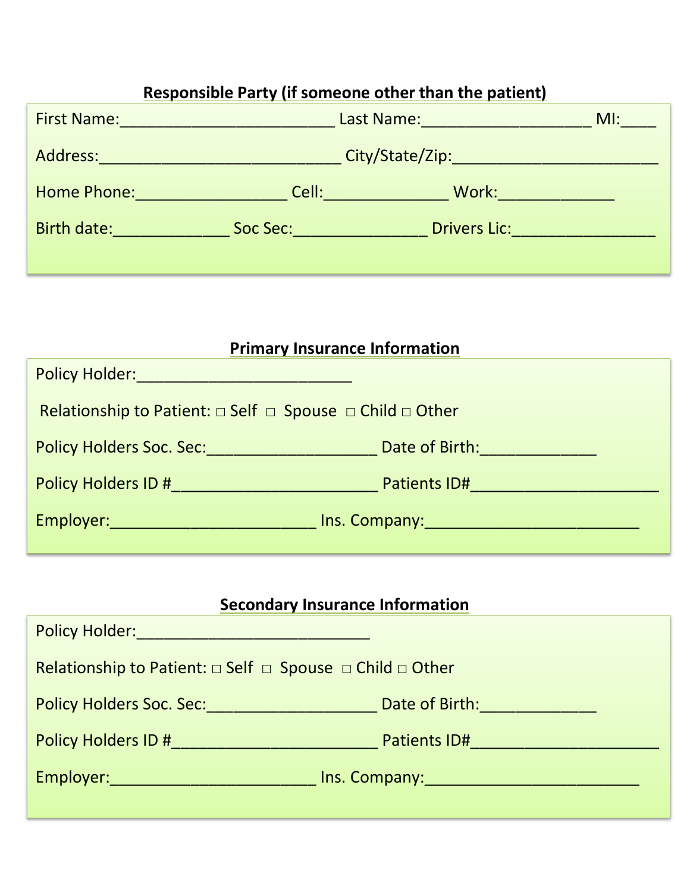## Responsible Party (if someone other than the patient)

First Name:________________________ Last Name:___________________ MI:____

Address:___________________________ City/State/Zip:________________________

Home Phone:_________________ Cell:______________ Work:_____________

Birth date:_____________ Soc Sec:_______________ Drivers Lic:________________

## Primary Insurance Information

Policy Holder:________________________

Relationship to Patient: □ Self □ Spouse □ Child □ Other

Policy Holders Soc. Sec:___________________ Date of Birth:_____________

Policy Holders ID #_______________________ Patients ID#_____________________

Employer:_______________________ Ins. Company:________________________

## Secondary Insurance Information

Policy Holder:__________________________

Relationship to Patient: □ Self □ Spouse □ Child □ Other

Policy Holders Soc. Sec:___________________ Date of Birth:_____________

Policy Holders ID #_______________________ Patients ID#_____________________

Employer:_______________________ Ins. Company:________________________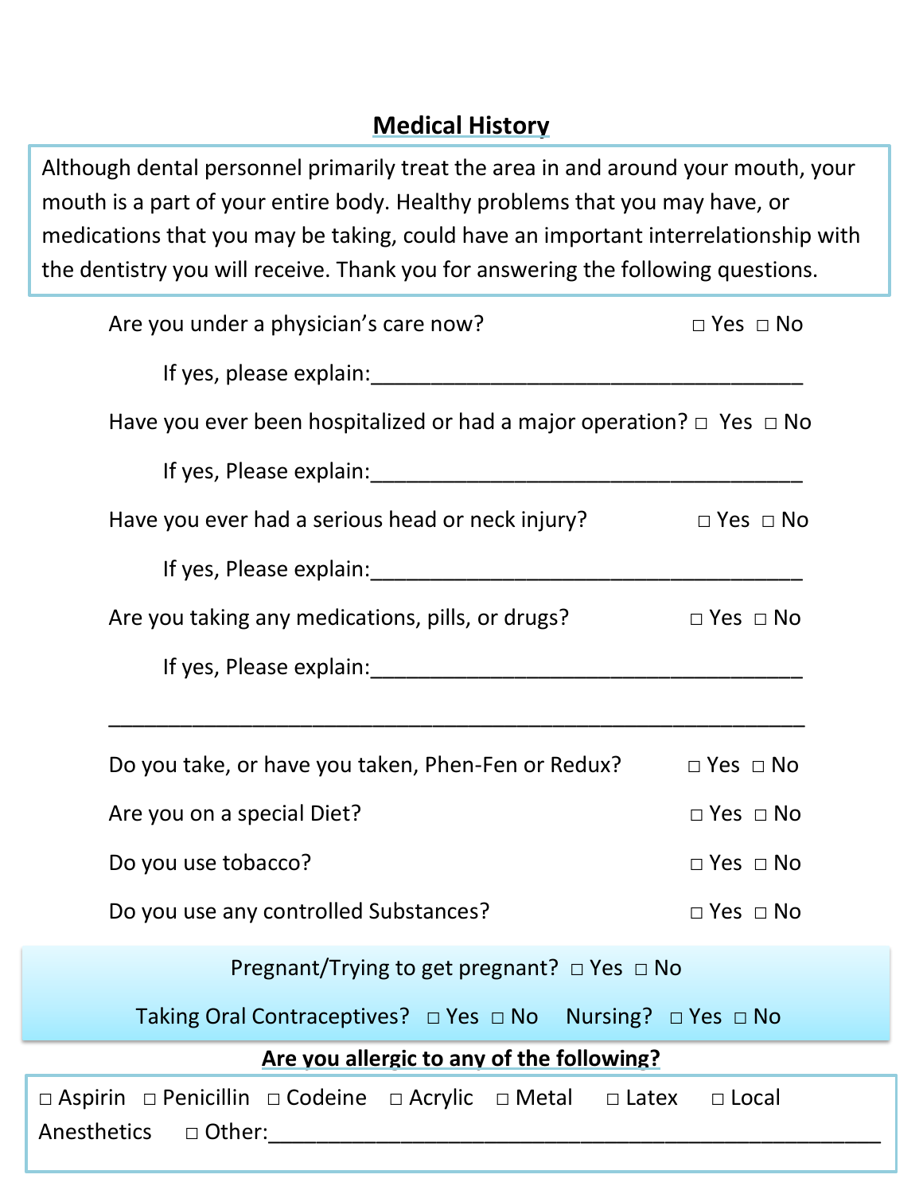## Medical History

Although dental personnel primarily treat the area in and around your mouth, your mouth is a part of your entire body. Healthy problems that you may have, or medications that you may be taking, could have an important interrelationship with the dentistry you will receive. Thank you for answering the following questions.

Are you under a physician's care now? □ Yes □ No

If yes, please explain:_____________________________________

Have you ever been hospitalized or had a major operation? □ Yes □ No

If yes, Please explain:_____________________________________

Have you ever had a serious head or neck injury? □ Yes □ No

If yes, Please explain:_____________________________________

Are you taking any medications, pills, or drugs? □ Yes □ No

If yes, Please explain:_____________________________________

___________________________________________________________

Do you take, or have you taken, Phen-Fen or Redux? □ Yes □ No

Are you on a special Diet? □ Yes □ No

Do you use tobacco? □ Yes □ No

Do you use any controlled Substances? □ Yes □ No

Pregnant/Trying to get pregnant? □ Yes □ No

Taking Oral Contraceptives? □ Yes □ No    Nursing? □ Yes □ No

**Are you allergic to any of the following?**

□ Aspirin □ Penicillin □ Codeine □ Acrylic □ Metal □ Latex □ Local Anesthetics □ Other:_____________________________________________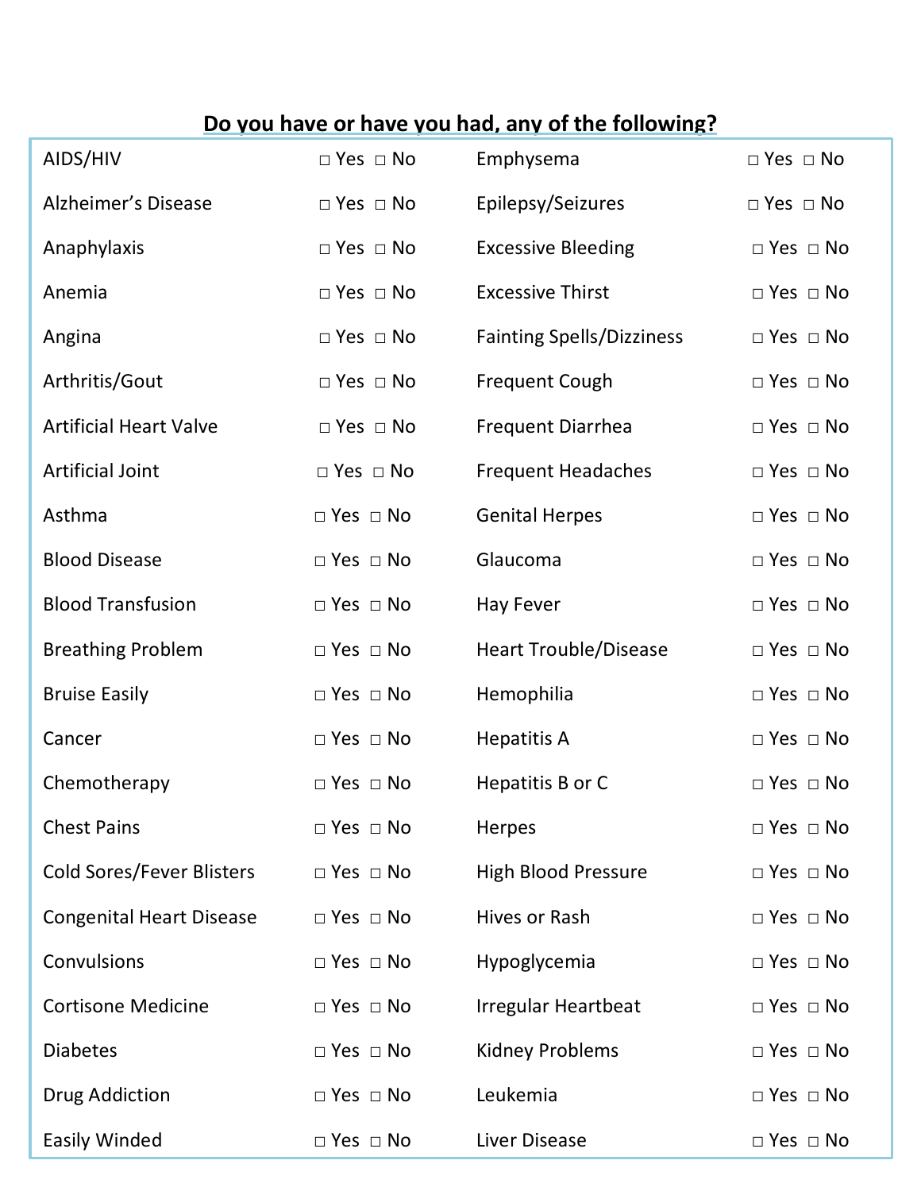**Do you have or have you had, any of the following?**

| Condition | Response | Condition | Response |
|---|---|---|---|
| AIDS/HIV | □ Yes □ No | Emphysema | □ Yes □ No |
| Alzheimer's Disease | □ Yes □ No | Epilepsy/Seizures | □ Yes □ No |
| Anaphylaxis | □ Yes □ No | Excessive Bleeding | □ Yes □ No |
| Anemia | □ Yes □ No | Excessive Thirst | □ Yes □ No |
| Angina | □ Yes □ No | Fainting Spells/Dizziness | □ Yes □ No |
| Arthritis/Gout | □ Yes □ No | Frequent Cough | □ Yes □ No |
| Artificial Heart Valve | □ Yes □ No | Frequent Diarrhea | □ Yes □ No |
| Artificial Joint | □ Yes □ No | Frequent Headaches | □ Yes □ No |
| Asthma | □ Yes □ No | Genital Herpes | □ Yes □ No |
| Blood Disease | □ Yes □ No | Glaucoma | □ Yes □ No |
| Blood Transfusion | □ Yes □ No | Hay Fever | □ Yes □ No |
| Breathing Problem | □ Yes □ No | Heart Trouble/Disease | □ Yes □ No |
| Bruise Easily | □ Yes □ No | Hemophilia | □ Yes □ No |
| Cancer | □ Yes □ No | Hepatitis A | □ Yes □ No |
| Chemotherapy | □ Yes □ No | Hepatitis B or C | □ Yes □ No |
| Chest Pains | □ Yes □ No | Herpes | □ Yes □ No |
| Cold Sores/Fever Blisters | □ Yes □ No | High Blood Pressure | □ Yes □ No |
| Congenital Heart Disease | □ Yes □ No | Hives or Rash | □ Yes □ No |
| Convulsions | □ Yes □ No | Hypoglycemia | □ Yes □ No |
| Cortisone Medicine | □ Yes □ No | Irregular Heartbeat | □ Yes □ No |
| Diabetes | □ Yes □ No | Kidney Problems | □ Yes □ No |
| Drug Addiction | □ Yes □ No | Leukemia | □ Yes □ No |
| Easily Winded | □ Yes □ No | Liver Disease | □ Yes □ No |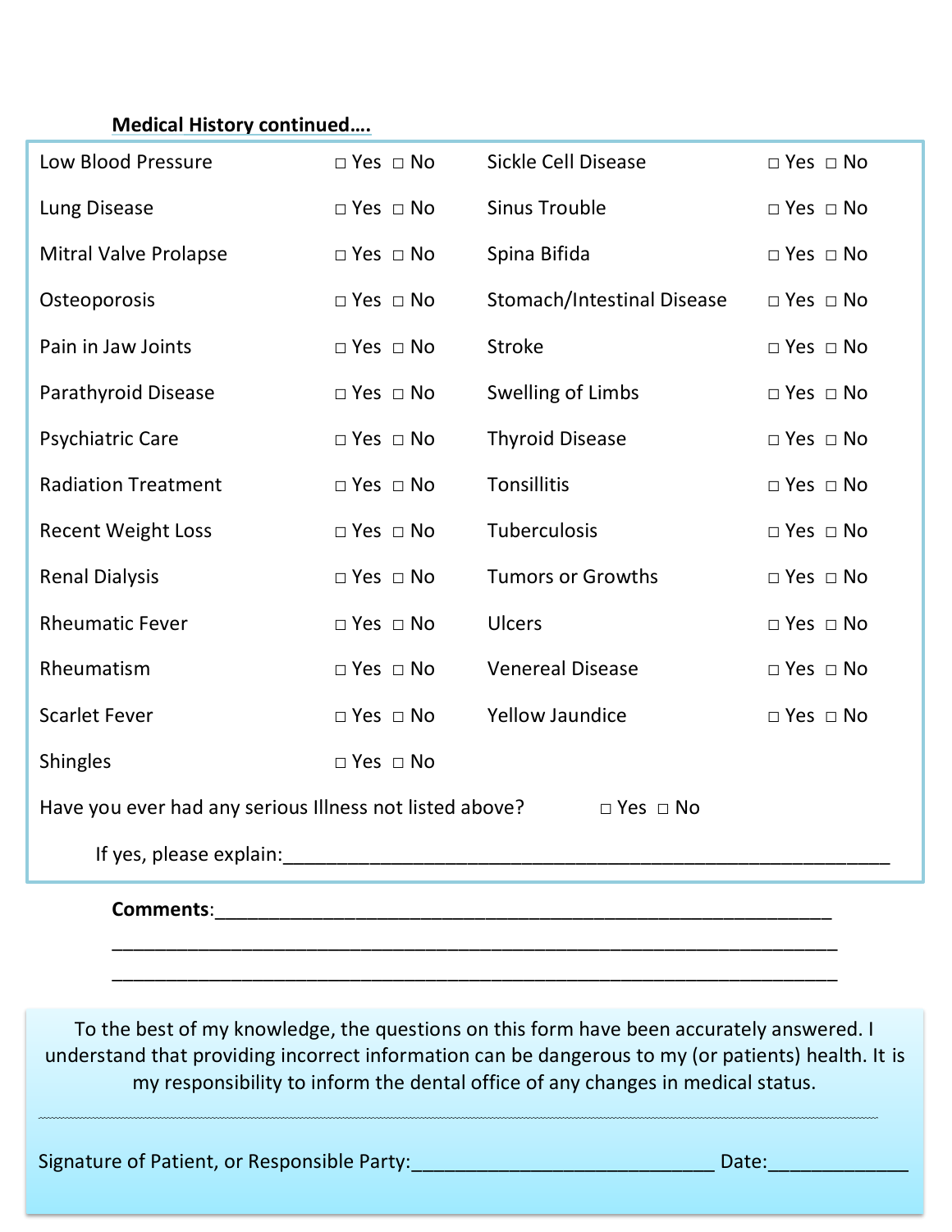**Medical History continued….**

| | | | |
|---|---|---|---|
| Low Blood Pressure | □ Yes □ No | Sickle Cell Disease | □ Yes □ No |
| Lung Disease | □ Yes □ No | Sinus Trouble | □ Yes □ No |
| Mitral Valve Prolapse | □ Yes □ No | Spina Bifida | □ Yes □ No |
| Osteoporosis | □ Yes □ No | Stomach/Intestinal Disease | □ Yes □ No |
| Pain in Jaw Joints | □ Yes □ No | Stroke | □ Yes □ No |
| Parathyroid Disease | □ Yes □ No | Swelling of Limbs | □ Yes □ No |
| Psychiatric Care | □ Yes □ No | Thyroid Disease | □ Yes □ No |
| Radiation Treatment | □ Yes □ No | Tonsillitis | □ Yes □ No |
| Recent Weight Loss | □ Yes □ No | Tuberculosis | □ Yes □ No |
| Renal Dialysis | □ Yes □ No | Tumors or Growths | □ Yes □ No |
| Rheumatic Fever | □ Yes □ No | Ulcers | □ Yes □ No |
| Rheumatism | □ Yes □ No | Venereal Disease | □ Yes □ No |
| Scarlet Fever | □ Yes □ No | Yellow Jaundice | □ Yes □ No |
| Shingles | □ Yes □ No | | |

Have you ever had any serious Illness not listed above? □ Yes □ No

If yes, please explain:____________________________________________________________

**Comments**:____________________________________________________________

_________________________________________________________________________

_________________________________________________________________________

To the best of my knowledge, the questions on this form have been accurately answered. I understand that providing incorrect information can be dangerous to my (or patients) health. It is my responsibility to inform the dental office of any changes in medical status.

Signature of Patient, or Responsible Party:____________________________ Date:_____________